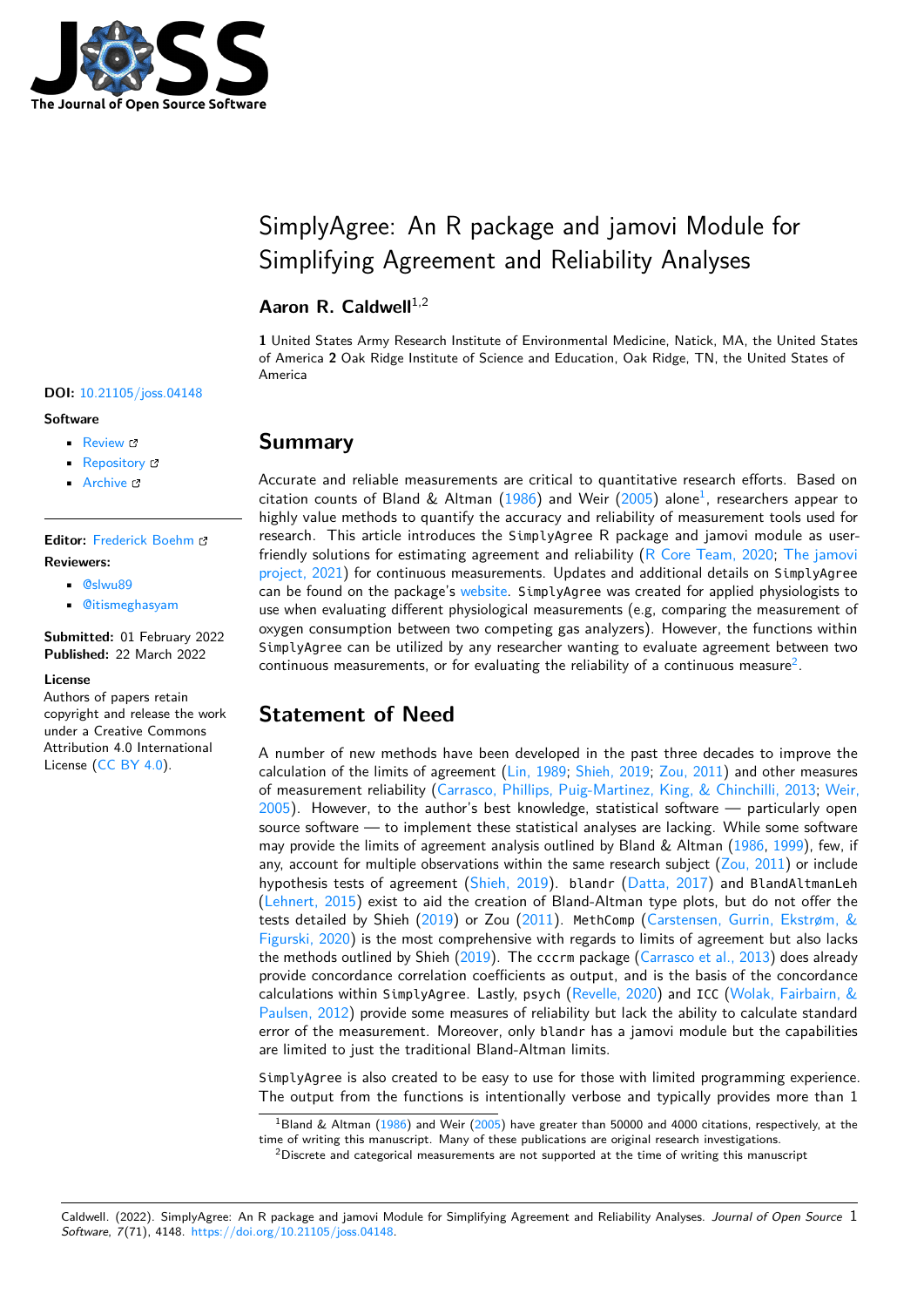# SimplyAgree: An R package and jamovi Module for Simplifying Agreement and Reliability Analyses

**Aaron R. Caldwell**[1,2]

**1** United States Army Research Institute of Environmental Medicine, Natick, MA, the United States of America **2** Oak Ridge Institute of Science and Education, Oak Ridge, TN, the United States of America

**DOI:** 10.21105/joss.04148

**Software**

- Review
- Repository
- Archive

**Editor:** Frederick Boehm

**Reviewers:**

- @slwu89
- @itismeghasyam

**Submitted:** 01 February 2022
**Published:** 22 March 2022

**License**
Authors of papers retain copyright and release the work under a Creative Commons Attribution 4.0 International License (CC BY 4.0).

## Summary

Accurate and reliable measurements are critical to quantitative research efforts. Based on citation counts of Bland & Altman (1986) and Weir (2005) alone[1], researchers appear to highly value methods to quantify the accuracy and reliability of measurement tools used for research. This article introduces the `SimplyAgree` R package and jamovi module as user-friendly solutions for estimating agreement and reliability (R Core Team, 2020; The jamovi project, 2021) for continuous measurements. Updates and additional details on `SimplyAgree` can be found on the package's website. `SimplyAgree` was created for applied physiologists to use when evaluating different physiological measurements (e.g, comparing the measurement of oxygen consumption between two competing gas analyzers). However, the functions within `SimplyAgree` can be utilized by any researcher wanting to evaluate agreement between two continuous measurements, or for evaluating the reliability of a continuous measure[2].

## Statement of Need

A number of new methods have been developed in the past three decades to improve the calculation of the limits of agreement (Lin, 1989; Shieh, 2019; Zou, 2011) and other measures of measurement reliability (Carrasco, Phillips, Puig-Martinez, King, & Chinchilli, 2013; Weir, 2005). However, to the author's best knowledge, statistical software — particularly open source software — to implement these statistical analyses are lacking. While some software may provide the limits of agreement analysis outlined by Bland & Altman (1986, 1999), few, if any, account for multiple observations within the same research subject (Zou, 2011) or include hypothesis tests of agreement (Shieh, 2019). `blandr` (Datta, 2017) and `BlandAltmanLeh` (Lehnert, 2015) exist to aid the creation of Bland-Altman type plots, but do not offer the tests detailed by Shieh (2019) or Zou (2011). `MethComp` (Carstensen, Gurrin, Ekstrøm, & Figurski, 2020) is the most comprehensive with regards to limits of agreement but also lacks the methods outlined by Shieh (2019). The `cccrm` package (Carrasco et al., 2013) does already provide concordance correlation coefficients as output, and is the basis of the concordance calculations within `SimplyAgree`. Lastly, `psych` (Revelle, 2020) and `ICC` (Wolak, Fairbairn, & Paulsen, 2012) provide some measures of reliability but lack the ability to calculate standard error of the measurement. Moreover, only `blandr` has a jamovi module but the capabilities are limited to just the traditional Bland-Altman limits.

`SimplyAgree` is also created to be easy to use for those with limited programming experience. The output from the functions is intentionally verbose and typically provides more than 1

[1] Bland & Altman (1986) and Weir (2005) have greater than 50000 and 4000 citations, respectively, at the time of writing this manuscript. Many of these publications are original research investigations.

[2] Discrete and categorical measurements are not supported at the time of writing this manuscript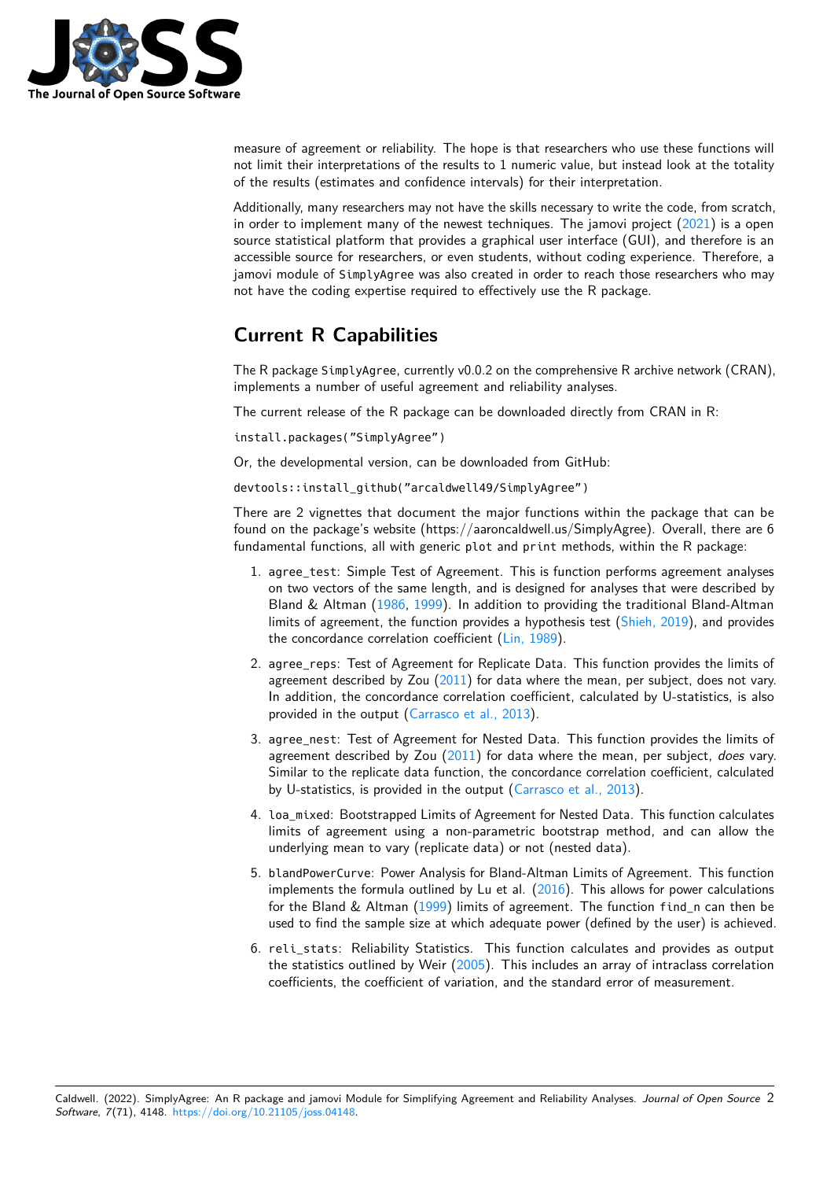measure of agreement or reliability. The hope is that researchers who use these functions will not limit their interpretations of the results to 1 numeric value, but instead look at the totality of the results (estimates and confidence intervals) for their interpretation.

Additionally, many researchers may not have the skills necessary to write the code, from scratch, in order to implement many of the newest techniques. The jamovi project (2021) is a open source statistical platform that provides a graphical user interface (GUI), and therefore is an accessible source for researchers, or even students, without coding experience. Therefore, a jamovi module of `SimplyAgree` was also created in order to reach those researchers who may not have the coding expertise required to effectively use the R package.

# Current R Capabilities

The R package `SimplyAgree`, currently v0.0.2 on the comprehensive R archive network (CRAN), implements a number of useful agreement and reliability analyses.

The current release of the R package can be downloaded directly from CRAN in R:

```
install.packages("SimplyAgree")
```

Or, the developmental version, can be downloaded from GitHub:

```
devtools::install_github("arcaldwell49/SimplyAgree")
```

There are 2 vignettes that document the major functions within the package that can be found on the package's website (https://aaroncaldwell.us/SimplyAgree). Overall, there are 6 fundamental functions, all with generic `plot` and `print` methods, within the R package:

1. `agree_test`: Simple Test of Agreement. This is function performs agreement analyses on two vectors of the same length, and is designed for analyses that were described by Bland & Altman (1986, 1999). In addition to providing the traditional Bland-Altman limits of agreement, the function provides a hypothesis test (Shieh, 2019), and provides the concordance correlation coefficient (Lin, 1989).
2. `agree_reps`: Test of Agreement for Replicate Data. This function provides the limits of agreement described by Zou (2011) for data where the mean, per subject, does not vary. In addition, the concordance correlation coefficient, calculated by U-statistics, is also provided in the output (Carrasco et al., 2013).
3. `agree_nest`: Test of Agreement for Nested Data. This function provides the limits of agreement described by Zou (2011) for data where the mean, per subject, *does* vary. Similar to the replicate data function, the concordance correlation coefficient, calculated by U-statistics, is provided in the output (Carrasco et al., 2013).
4. `loa_mixed`: Bootstrapped Limits of Agreement for Nested Data. This function calculates limits of agreement using a non-parametric bootstrap method, and can allow the underlying mean to vary (replicate data) or not (nested data).
5. `blandPowerCurve`: Power Analysis for Bland-Altman Limits of Agreement. This function implements the formula outlined by Lu et al. (2016). This allows for power calculations for the Bland & Altman (1999) limits of agreement. The function `find_n` can then be used to find the sample size at which adequate power (defined by the user) is achieved.
6. `reli_stats`: Reliability Statistics. This function calculates and provides as output the statistics outlined by Weir (2005). This includes an array of intraclass correlation coefficients, the coefficient of variation, and the standard error of measurement.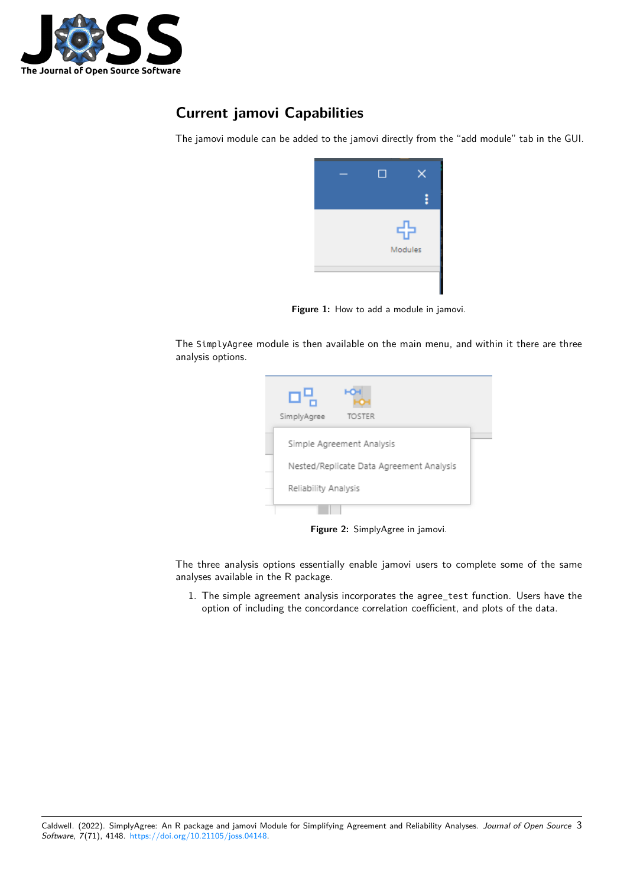## Current jamovi Capabilities

The jamovi module can be added to the jamovi directly from the "add module" tab in the GUI.

**Figure 1:** How to add a module in jamovi.

The `SimplyAgree` module is then available on the main menu, and within it there are three analysis options.

**Figure 2:** SimplyAgree in jamovi.

The three analysis options essentially enable jamovi users to complete some of the same analyses available in the R package.

1. The simple agreement analysis incorporates the `agree_test` function. Users have the option of including the concordance correlation coefficient, and plots of the data.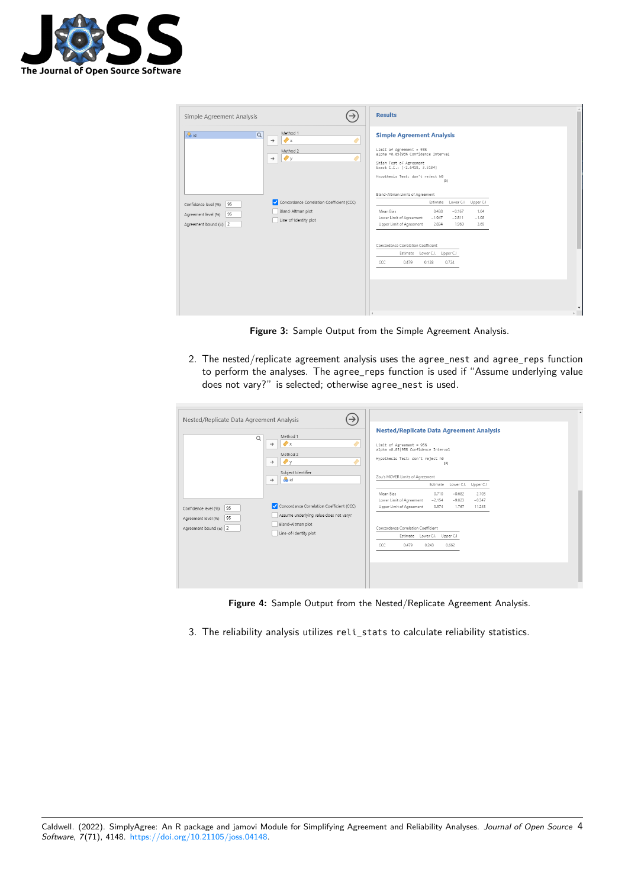**Figure 3:** Sample Output from the Simple Agreement Analysis.

2. The nested/replicate agreement analysis uses the `agree_nest` and `agree_reps` function to perform the analyses. The `agree_reps` function is used if "Assume underlying value does not vary?" is selected; otherwise `agree_nest` is used.

**Figure 4:** Sample Output from the Nested/Replicate Agreement Analysis.

3. The reliability analysis utilizes `reli_stats` to calculate reliability statistics.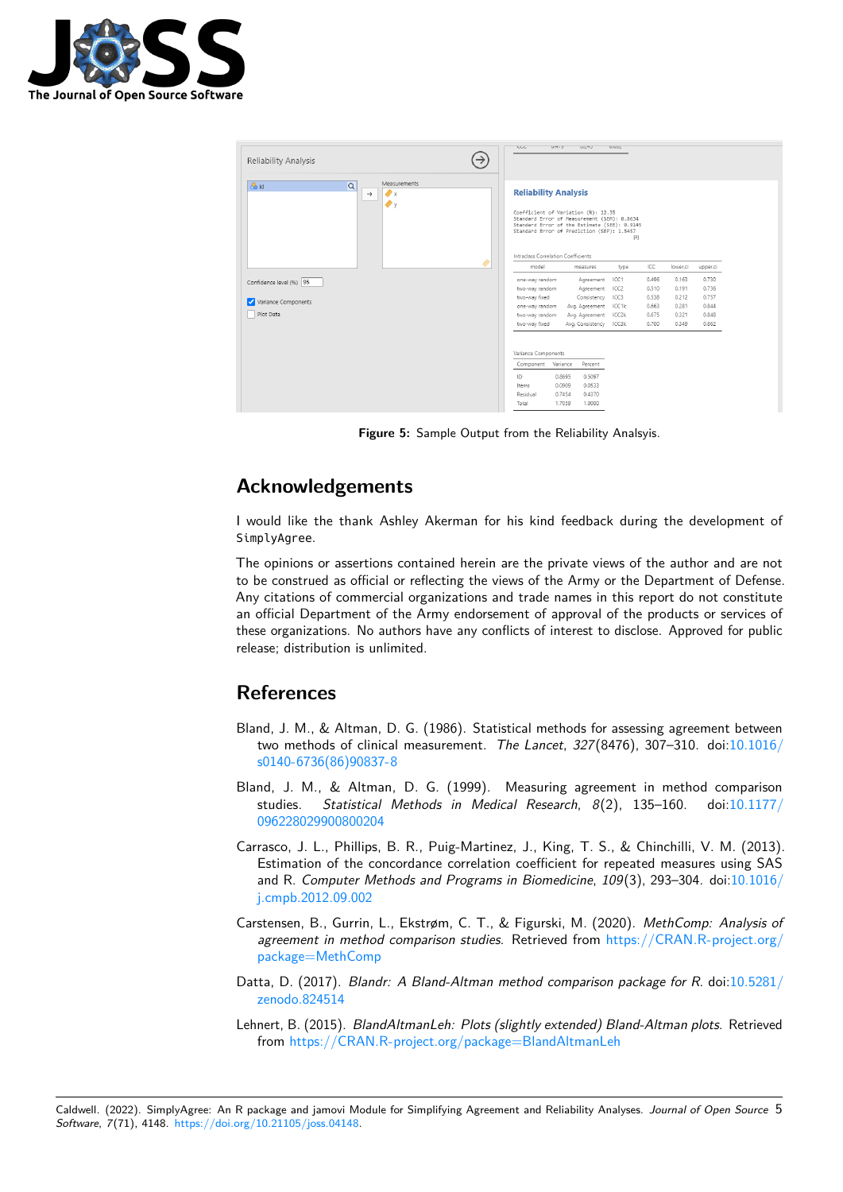Figure 5: Sample Output from the Reliability Analsyis.

## Acknowledgements

I would like the thank Ashley Akerman for his kind feedback during the development of `SimplyAgree`.

The opinions or assertions contained herein are the private views of the author and are not to be construed as official or reflecting the views of the Army or the Department of Defense. Any citations of commercial organizations and trade names in this report do not constitute an official Department of the Army endorsement of approval of the products or services of these organizations. No authors have any conflicts of interest to disclose. Approved for public release; distribution is unlimited.

## References

Bland, J. M., & Altman, D. G. (1986). Statistical methods for assessing agreement between two methods of clinical measurement. *The Lancet*, *327*(8476), 307–310. doi:10.1016/s0140-6736(86)90837-8

Bland, J. M., & Altman, D. G. (1999). Measuring agreement in method comparison studies. *Statistical Methods in Medical Research*, *8*(2), 135–160. doi:10.1177/096228029900800204

Carrasco, J. L., Phillips, B. R., Puig-Martinez, J., King, T. S., & Chinchilli, V. M. (2013). Estimation of the concordance correlation coefficient for repeated measures using SAS and R. *Computer Methods and Programs in Biomedicine*, *109*(3), 293–304. doi:10.1016/j.cmpb.2012.09.002

Carstensen, B., Gurrin, L., Ekstrøm, C. T., & Figurski, M. (2020). *MethComp: Analysis of agreement in method comparison studies*. Retrieved from https://CRAN.R-project.org/package=MethComp

Datta, D. (2017). *Blandr: A Bland-Altman method comparison package for R*. doi:10.5281/zenodo.824514

Lehnert, B. (2015). *BlandAltmanLeh: Plots (slightly extended) Bland-Altman plots*. Retrieved from https://CRAN.R-project.org/package=BlandAltmanLeh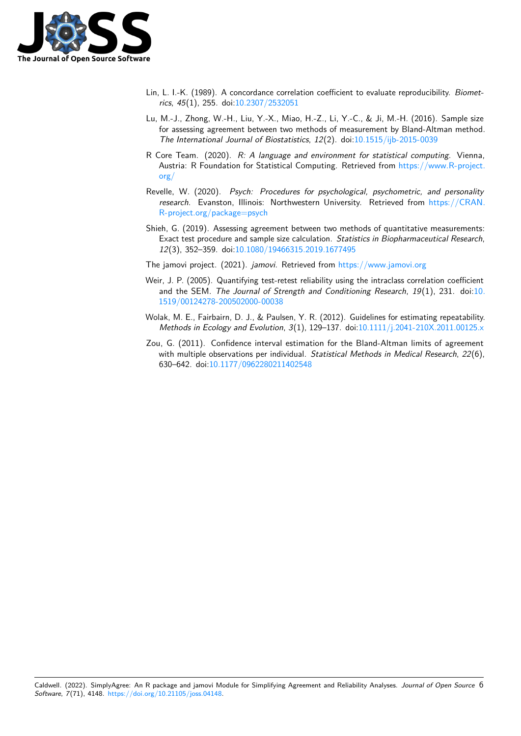Lin, L. I.-K. (1989). A concordance correlation coefficient to evaluate reproducibility. *Biometrics*, *45*(1), 255. doi:10.2307/2532051

Lu, M.-J., Zhong, W.-H., Liu, Y.-X., Miao, H.-Z., Li, Y.-C., & Ji, M.-H. (2016). Sample size for assessing agreement between two methods of measurement by Bland-Altman method. *The International Journal of Biostatistics*, *12*(2). doi:10.1515/ijb-2015-0039

R Core Team. (2020). *R: A language and environment for statistical computing*. Vienna, Austria: R Foundation for Statistical Computing. Retrieved from https://www.R-project.org/

Revelle, W. (2020). *Psych: Procedures for psychological, psychometric, and personality research*. Evanston, Illinois: Northwestern University. Retrieved from https://CRAN.R-project.org/package=psych

Shieh, G. (2019). Assessing agreement between two methods of quantitative measurements: Exact test procedure and sample size calculation. *Statistics in Biopharmaceutical Research*, *12*(3), 352–359. doi:10.1080/19466315.2019.1677495

The jamovi project. (2021). *jamovi*. Retrieved from https://www.jamovi.org

Weir, J. P. (2005). Quantifying test-retest reliability using the intraclass correlation coefficient and the SEM. *The Journal of Strength and Conditioning Research*, *19*(1), 231. doi:10.1519/00124278-200502000-00038

Wolak, M. E., Fairbairn, D. J., & Paulsen, Y. R. (2012). Guidelines for estimating repeatability. *Methods in Ecology and Evolution*, *3*(1), 129–137. doi:10.1111/j.2041-210X.2011.00125.x

Zou, G. (2011). Confidence interval estimation for the Bland-Altman limits of agreement with multiple observations per individual. *Statistical Methods in Medical Research*, *22*(6), 630–642. doi:10.1177/0962280211402548